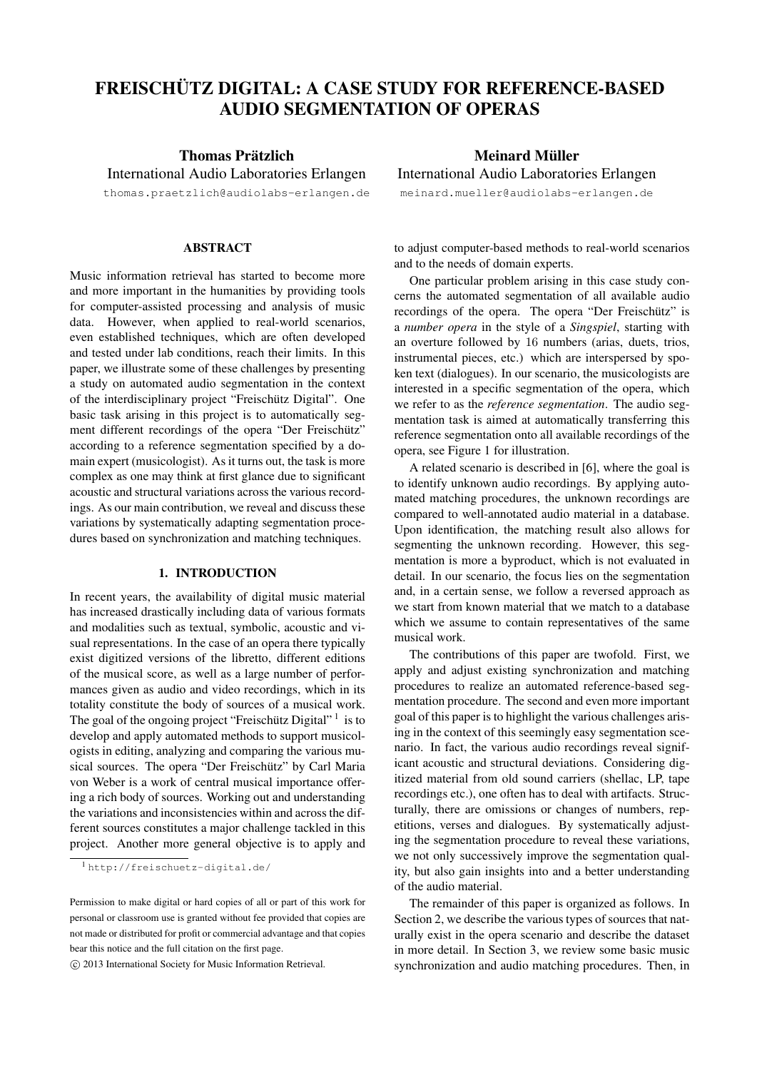# FREISCHÜTZ DIGITAL: A CASE STUDY FOR REFERENCE-BASED AUDIO SEGMENTATION OF OPERAS

**Thomas Prätzlich**
International Audio Laboratories Erlangen
thomas.praetzlich@audiolabs-erlangen.de

**Meinard Müller**
International Audio Laboratories Erlangen
meinard.mueller@audiolabs-erlangen.de

## ABSTRACT

Music information retrieval has started to become more and more important in the humanities by providing tools for computer-assisted processing and analysis of music data. However, when applied to real-world scenarios, even established techniques, which are often developed and tested under lab conditions, reach their limits. In this paper, we illustrate some of these challenges by presenting a study on automated audio segmentation in the context of the interdisciplinary project "Freischütz Digital". One basic task arising in this project is to automatically segment different recordings of the opera "Der Freischütz" according to a reference segmentation specified by a domain expert (musicologist). As it turns out, the task is more complex as one may think at first glance due to significant acoustic and structural variations across the various recordings. As our main contribution, we reveal and discuss these variations by systematically adapting segmentation procedures based on synchronization and matching techniques.

## 1. INTRODUCTION

In recent years, the availability of digital music material has increased drastically including data of various formats and modalities such as textual, symbolic, acoustic and visual representations. In the case of an opera there typically exist digitized versions of the libretto, different editions of the musical score, as well as a large number of performances given as audio and video recordings, which in its totality constitute the body of sources of a musical work. The goal of the ongoing project "Freischütz Digital" [1] is to develop and apply automated methods to support musicologists in editing, analyzing and comparing the various musical sources. The opera "Der Freischütz" by Carl Maria von Weber is a work of central musical importance offering a rich body of sources. Working out and understanding the variations and inconsistencies within and across the different sources constitutes a major challenge tackled in this project. Another more general objective is to apply and to adjust computer-based methods to real-world scenarios and to the needs of domain experts.

[1] http://freischuetz-digital.de/

Permission to make digital or hard copies of all or part of this work for personal or classroom use is granted without fee provided that copies are not made or distributed for profit or commercial advantage and that copies bear this notice and the full citation on the first page.

© 2013 International Society for Music Information Retrieval.

One particular problem arising in this case study concerns the automated segmentation of all available audio recordings of the opera. The opera "Der Freischütz" is a *number opera* in the style of a *Singspiel*, starting with an overture followed by 16 numbers (arias, duets, trios, instrumental pieces, etc.) which are interspersed by spoken text (dialogues). In our scenario, the musicologists are interested in a specific segmentation of the opera, which we refer to as the *reference segmentation*. The audio segmentation task is aimed at automatically transferring this reference segmentation onto all available recordings of the opera, see Figure 1 for illustration.

A related scenario is described in [6], where the goal is to identify unknown audio recordings. By applying automated matching procedures, the unknown recordings are compared to well-annotated audio material in a database. Upon identification, the matching result also allows for segmenting the unknown recording. However, this segmentation is more a byproduct, which is not evaluated in detail. In our scenario, the focus lies on the segmentation and, in a certain sense, we follow a reversed approach as we start from known material that we match to a database which we assume to contain representatives of the same musical work.

The contributions of this paper are twofold. First, we apply and adjust existing synchronization and matching procedures to realize an automated reference-based segmentation procedure. The second and even more important goal of this paper is to highlight the various challenges arising in the context of this seemingly easy segmentation scenario. In fact, the various audio recordings reveal significant acoustic and structural deviations. Considering digitized material from old sound carriers (shellac, LP, tape recordings etc.), one often has to deal with artifacts. Structurally, there are omissions or changes of numbers, repetitions, verses and dialogues. By systematically adjusting the segmentation procedure to reveal these variations, we not only successively improve the segmentation quality, but also gain insights into and a better understanding of the audio material.

The remainder of this paper is organized as follows. In Section 2, we describe the various types of sources that naturally exist in the opera scenario and describe the dataset in more detail. In Section 3, we review some basic music synchronization and audio matching procedures. Then, in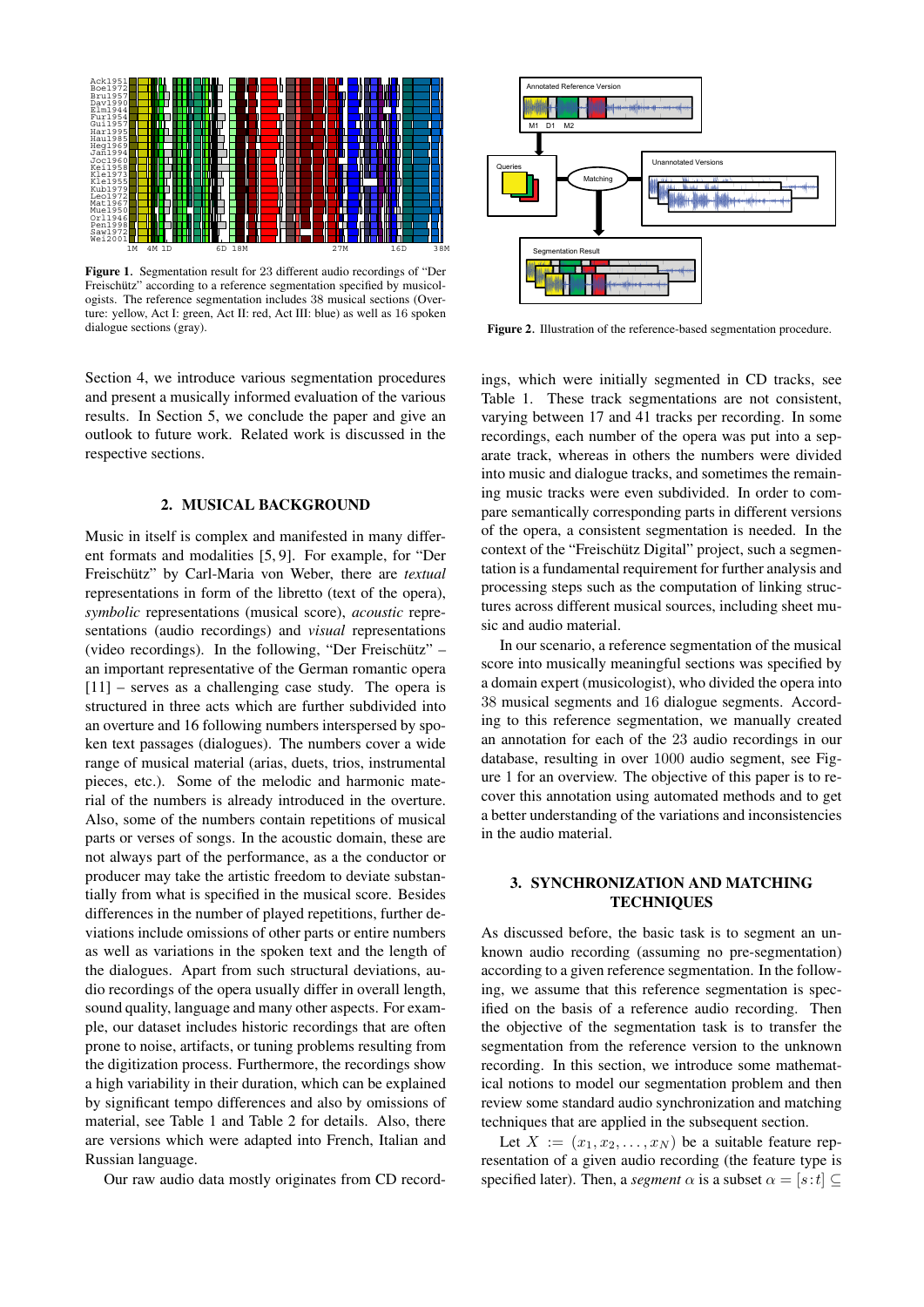Figure 1. Segmentation result for 23 different audio recordings of "Der Freischütz" according to a reference segmentation specified by musicologists. The reference segmentation includes 38 musical sections (Overture: yellow, Act I: green, Act II: red, Act III: blue) as well as 16 spoken dialogue sections (gray).

Figure 2. Illustration of the reference-based segmentation procedure.

Section 4, we introduce various segmentation procedures and present a musically informed evaluation of the various results. In Section 5, we conclude the paper and give an outlook to future work. Related work is discussed in the respective sections.

## 2. MUSICAL BACKGROUND

Music in itself is complex and manifested in many different formats and modalities [5, 9]. For example, for "Der Freischütz" by Carl-Maria von Weber, there are *textual* representations in form of the libretto (text of the opera), *symbolic* representations (musical score), *acoustic* representations (audio recordings) and *visual* representations (video recordings). In the following, "Der Freischütz" – an important representative of the German romantic opera [11] – serves as a challenging case study. The opera is structured in three acts which are further subdivided into an overture and 16 following numbers interspersed by spoken text passages (dialogues). The numbers cover a wide range of musical material (arias, duets, trios, instrumental pieces, etc.). Some of the melodic and harmonic material of the numbers is already introduced in the overture. Also, some of the numbers contain repetitions of musical parts or verses of songs. In the acoustic domain, these are not always part of the performance, as a the conductor or producer may take the artistic freedom to deviate substantially from what is specified in the musical score. Besides differences in the number of played repetitions, further deviations include omissions of other parts or entire numbers as well as variations in the spoken text and the length of the dialogues. Apart from such structural deviations, audio recordings of the opera usually differ in overall length, sound quality, language and many other aspects. For example, our dataset includes historic recordings that are often prone to noise, artifacts, or tuning problems resulting from the digitization process. Furthermore, the recordings show a high variability in their duration, which can be explained by significant tempo differences and also by omissions of material, see Table 1 and Table 2 for details. Also, there are versions which were adapted into French, Italian and Russian language.

Our raw audio data mostly originates from CD recordings, which were initially segmented in CD tracks, see Table 1. These track segmentations are not consistent, varying between 17 and 41 tracks per recording. In some recordings, each number of the opera was put into a separate track, whereas in others the numbers were divided into music and dialogue tracks, and sometimes the remaining music tracks were even subdivided. In order to compare semantically corresponding parts in different versions of the opera, a consistent segmentation is needed. In the context of the "Freischütz Digital" project, such a segmentation is a fundamental requirement for further analysis and processing steps such as the computation of linking structures across different musical sources, including sheet music and audio material.

In our scenario, a reference segmentation of the musical score into musically meaningful sections was specified by a domain expert (musicologist), who divided the opera into 38 musical segments and 16 dialogue segments. According to this reference segmentation, we manually created an annotation for each of the 23 audio recordings in our database, resulting in over 1000 audio segment, see Figure 1 for an overview. The objective of this paper is to recover this annotation using automated methods and to get a better understanding of the variations and inconsistencies in the audio material.

## 3. SYNCHRONIZATION AND MATCHING TECHNIQUES

As discussed before, the basic task is to segment an unknown audio recording (assuming no pre-segmentation) according to a given reference segmentation. In the following, we assume that this reference segmentation is specified on the basis of a reference audio recording. Then the objective of the segmentation task is to transfer the segmentation from the reference version to the unknown recording. In this section, we introduce some mathematical notions to model our segmentation problem and then review some standard audio synchronization and matching techniques that are applied in the subsequent section.

Let $X := (x_1, x_2, \ldots, x_N)$ be a suitable feature representation of a given audio recording (the feature type is specified later). Then, a *segment* $\alpha$ is a subset $\alpha = [s:t] \subseteq$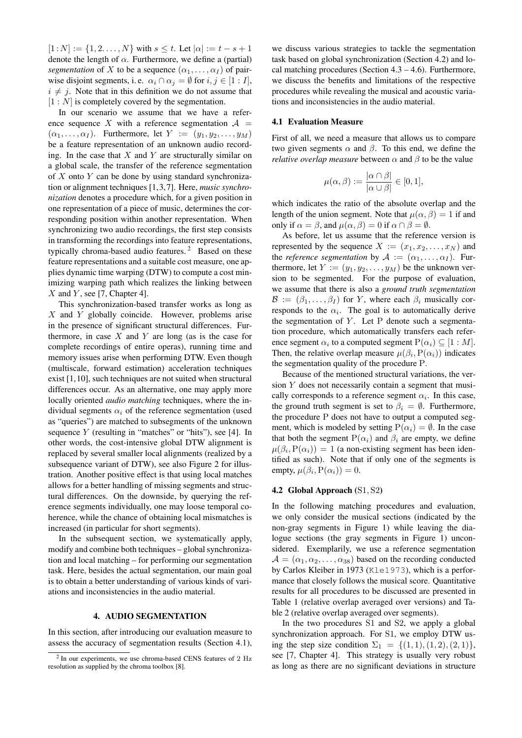$[1:N] := \{1, 2, \ldots, N\}$ with $s \leq t$. Let $|\alpha| := t - s + 1$ denote the length of $\alpha$. Furthermore, we define a (partial) *segmentation* of $X$ to be a sequence $(\alpha_1, \ldots, \alpha_I)$ of pairwise disjoint segments, i. e. $\alpha_i \cap \alpha_j = \emptyset$ for $i, j \in [1 : I]$, $i \neq j$. Note that in this definition we do not assume that $[1 : N]$ is completely covered by the segmentation.

In our scenario we assume that we have a reference sequence $X$ with a reference segmentation $\mathcal{A} = (\alpha_1, \ldots, \alpha_I)$. Furthermore, let $Y := (y_1, y_2, \ldots, y_M)$ be a feature representation of an unknown audio recording. In the case that $X$ and $Y$ are structurally similar on a global scale, the transfer of the reference segmentation of $X$ onto $Y$ can be done by using standard synchronization or alignment techniques [1,3,7]. Here, *music synchronization* denotes a procedure which, for a given position in one representation of a piece of music, determines the corresponding position within another representation. When synchronizing two audio recordings, the first step consists in transforming the recordings into feature representations, typically chroma-based audio features. [2] Based on these feature representations and a suitable cost measure, one applies dynamic time warping (DTW) to compute a cost minimizing warping path which realizes the linking between $X$ and $Y$, see [7, Chapter 4].

This synchronization-based transfer works as long as $X$ and $Y$ globally coincide. However, problems arise in the presence of significant structural differences. Furthermore, in case $X$ and $Y$ are long (as is the case for complete recordings of entire operas), running time and memory issues arise when performing DTW. Even though (multiscale, forward estimation) acceleration techniques exist [1,10], such techniques are not suited when structural differences occur. As an alternative, one may apply more locally oriented *audio matching* techniques, where the individual segments $\alpha_i$ of the reference segmentation (used as "queries") are matched to subsegments of the unknown sequence $Y$ (resulting in "matches" or "hits"), see [4]. In other words, the cost-intensive global DTW alignment is replaced by several smaller local alignments (realized by a subsequence variant of DTW), see also Figure 2 for illustration. Another positive effect is that using local matches allows for a better handling of missing segments and structural differences. On the downside, by querying the reference segments individually, one may loose temporal coherence, while the chance of obtaining local mismatches is increased (in particular for short segments).

In the subsequent section, we systematically apply, modify and combine both techniques – global synchronization and local matching – for performing our segmentation task. Here, besides the actual segmentation, our main goal is to obtain a better understanding of various kinds of variations and inconsistencies in the audio material.

## 4. AUDIO SEGMENTATION

In this section, after introducing our evaluation measure to assess the accuracy of segmentation results (Section 4.1), we discuss various strategies to tackle the segmentation task based on global synchronization (Section 4.2) and local matching procedures (Section 4.3 – 4.6). Furthermore, we discuss the benefits and limitations of the respective procedures while revealing the musical and acoustic variations and inconsistencies in the audio material.

### 4.1 Evaluation Measure

First of all, we need a measure that allows us to compare two given segments $\alpha$ and $\beta$. To this end, we define the *relative overlap measure* between $\alpha$ and $\beta$ to be the value

$$\mu(\alpha, \beta) := \frac{|\alpha \cap \beta|}{|\alpha \cup \beta|} \in [0, 1],$$

which indicates the ratio of the absolute overlap and the length of the union segment. Note that $\mu(\alpha, \beta) = 1$ if and only if $\alpha = \beta$, and $\mu(\alpha, \beta) = 0$ if $\alpha \cap \beta = \emptyset$.

As before, let us assume that the reference version is represented by the sequence $X := (x_1, x_2, \ldots, x_N)$ and the *reference segmentation* by $\mathcal{A} := (\alpha_1, \ldots, \alpha_I)$. Furthermore, let $Y := (y_1, y_2, \ldots, y_M)$ be the unknown version to be segmented. For the purpose of evaluation, we assume that there is also a *ground truth segmentation* $\mathcal{B} := (\beta_1, \ldots, \beta_I)$ for $Y$, where each $\beta_i$ musically corresponds to the $\alpha_i$. The goal is to automatically derive the segmentation of $Y$. Let $\mathrm{P}$ denote such a segmentation procedure, which automatically transfers each reference segment $\alpha_i$ to a computed segment $\mathrm{P}(\alpha_i) \subseteq [1 : M]$. Then, the relative overlap measure $\mu(\beta_i, \mathrm{P}(\alpha_i))$ indicates the segmentation quality of the procedure $\mathrm{P}$.

Because of the mentioned structural variations, the version $Y$ does not necessarily contain a segment that musically corresponds to a reference segment $\alpha_i$. In this case, the ground truth segment is set to $\beta_i = \emptyset$. Furthermore, the procedure $\mathrm{P}$ does not have to output a computed segment, which is modeled by setting $\mathrm{P}(\alpha_i) = \emptyset$. In the case that both the segment $\mathrm{P}(\alpha_i)$ and $\beta_i$ are empty, we define $\mu(\beta_i, \mathrm{P}(\alpha_i)) = 1$ (a non-existing segment has been identified as such). Note that if only one of the segments is empty, $\mu(\beta_i, \mathrm{P}(\alpha_i)) = 0$.

### 4.2 Global Approach (S1, S2)

In the following matching procedures and evaluation, we only consider the musical sections (indicated by the non-gray segments in Figure 1) while leaving the dialogue sections (the gray segments in Figure 1) unconsidered. Exemplarily, we use a reference segmentation $\mathcal{A} = (\alpha_1, \alpha_2, \ldots, \alpha_{38})$ based on the recording conducted by Carlos Kleiber in 1973 (`Kle1973`), which is a performance that closely follows the musical score. Quantitative results for all procedures to be discussed are presented in Table 1 (relative overlap averaged over versions) and Table 2 (relative overlap averaged over segments).

In the two procedures S1 and S2, we apply a global synchronization approach. For S1, we employ DTW using the step size condition $\Sigma_1 = \{(1, 1), (1, 2), (2, 1)\}$, see [7, Chapter 4]. This strategy is usually very robust as long as there are no significant deviations in structure

[2] In our experiments, we use chroma-based CENS features of 2 Hz resolution as supplied by the chroma toolbox [8].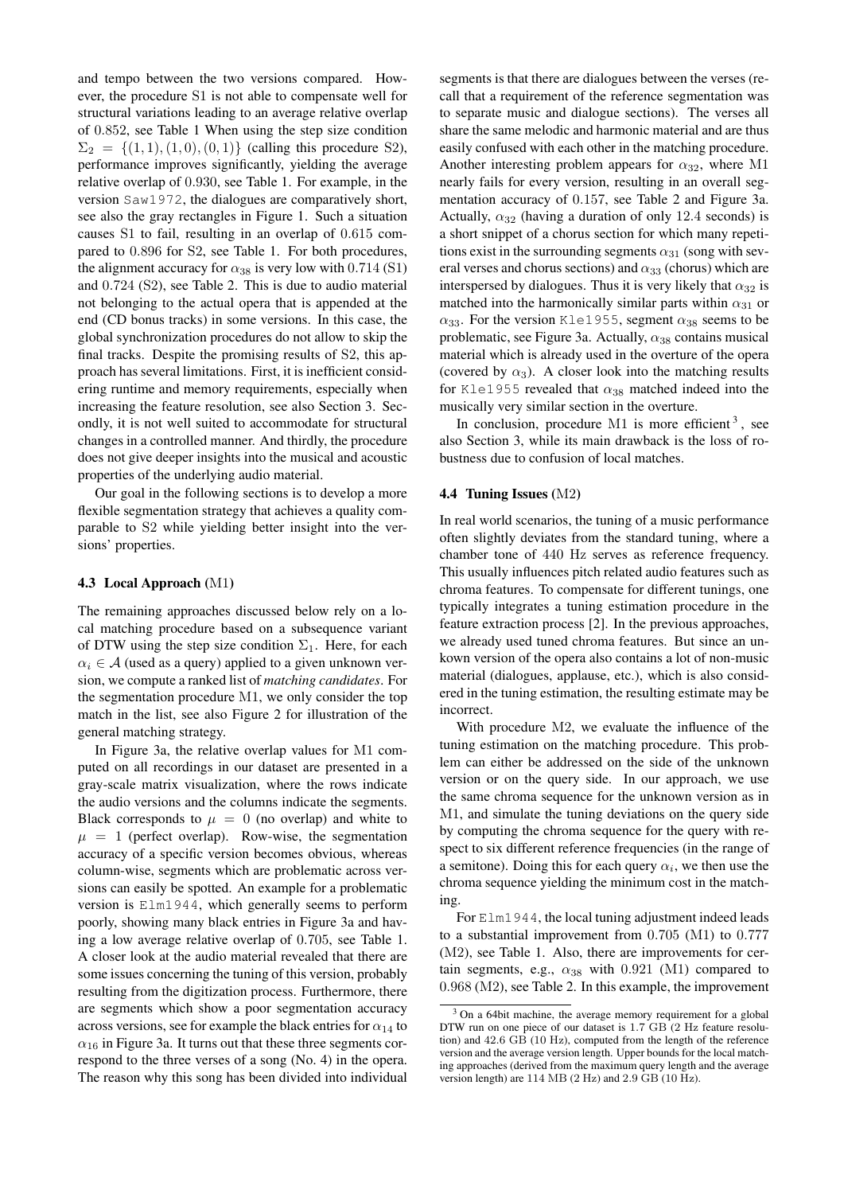and tempo between the two versions compared. However, the procedure S1 is not able to compensate well for structural variations leading to an average relative overlap of 0.852, see Table 1 When using the step size condition $\Sigma_2 = \{(1,1),(1,0),(0,1)\}$ (calling this procedure S2), performance improves significantly, yielding the average relative overlap of 0.930, see Table 1. For example, in the version Saw1972, the dialogues are comparatively short, see also the gray rectangles in Figure 1. Such a situation causes S1 to fail, resulting in an overlap of 0.615 compared to 0.896 for S2, see Table 1. For both procedures, the alignment accuracy for $\alpha_{38}$ is very low with 0.714 (S1) and 0.724 (S2), see Table 2. This is due to audio material not belonging to the actual opera that is appended at the end (CD bonus tracks) in some versions. In this case, the global synchronization procedures do not allow to skip the final tracks. Despite the promising results of S2, this approach has several limitations. First, it is inefficient considering runtime and memory requirements, especially when increasing the feature resolution, see also Section 3. Secondly, it is not well suited to accommodate for structural changes in a controlled manner. And thirdly, the procedure does not give deeper insights into the musical and acoustic properties of the underlying audio material.

Our goal in the following sections is to develop a more flexible segmentation strategy that achieves a quality comparable to S2 while yielding better insight into the versions' properties.

### 4.3 Local Approach (M1)

The remaining approaches discussed below rely on a local matching procedure based on a subsequence variant of DTW using the step size condition $\Sigma_1$. Here, for each $\alpha_i \in \mathcal{A}$ (used as a query) applied to a given unknown version, we compute a ranked list of *matching candidates*. For the segmentation procedure M1, we only consider the top match in the list, see also Figure 2 for illustration of the general matching strategy.

In Figure 3a, the relative overlap values for M1 computed on all recordings in our dataset are presented in a gray-scale matrix visualization, where the rows indicate the audio versions and the columns indicate the segments. Black corresponds to $\mu = 0$ (no overlap) and white to $\mu = 1$ (perfect overlap). Row-wise, the segmentation accuracy of a specific version becomes obvious, whereas column-wise, segments which are problematic across versions can easily be spotted. An example for a problematic version is Elm1944, which generally seems to perform poorly, showing many black entries in Figure 3a and having a low average relative overlap of 0.705, see Table 1. A closer look at the audio material revealed that there are some issues concerning the tuning of this version, probably resulting from the digitization process. Furthermore, there are segments which show a poor segmentation accuracy across versions, see for example the black entries for $\alpha_{14}$ to $\alpha_{16}$ in Figure 3a. It turns out that these three segments correspond to the three verses of a song (No. 4) in the opera. The reason why this song has been divided into individual segments is that there are dialogues between the verses (recall that a requirement of the reference segmentation was to separate music and dialogue sections). The verses all share the same melodic and harmonic material and are thus easily confused with each other in the matching procedure. Another interesting problem appears for $\alpha_{32}$, where M1 nearly fails for every version, resulting in an overall segmentation accuracy of 0.157, see Table 2 and Figure 3a. Actually, $\alpha_{32}$ (having a duration of only 12.4 seconds) is a short snippet of a chorus section for which many repetitions exist in the surrounding segments $\alpha_{31}$ (song with several verses and chorus sections) and $\alpha_{33}$ (chorus) which are interspersed by dialogues. Thus it is very likely that $\alpha_{32}$ is matched into the harmonically similar parts within $\alpha_{31}$ or $\alpha_{33}$. For the version Kle1955, segment $\alpha_{38}$ seems to be problematic, see Figure 3a. Actually, $\alpha_{38}$ contains musical material which is already used in the overture of the opera (covered by $\alpha_3$). A closer look into the matching results for Kle1955 revealed that $\alpha_{38}$ matched indeed into the musically very similar section in the overture.

In conclusion, procedure M1 is more efficient [3], see also Section 3, while its main drawback is the loss of robustness due to confusion of local matches.

### 4.4 Tuning Issues (M2)

In real world scenarios, the tuning of a music performance often slightly deviates from the standard tuning, where a chamber tone of 440 Hz serves as reference frequency. This usually influences pitch related audio features such as chroma features. To compensate for different tunings, one typically integrates a tuning estimation procedure in the feature extraction process [2]. In the previous approaches, we already used tuned chroma features. But since an unkown version of the opera also contains a lot of non-music material (dialogues, applause, etc.), which is also considered in the tuning estimation, the resulting estimate may be incorrect.

With procedure M2, we evaluate the influence of the tuning estimation on the matching procedure. This problem can either be addressed on the side of the unknown version or on the query side. In our approach, we use the same chroma sequence for the unknown version as in M1, and simulate the tuning deviations on the query side by computing the chroma sequence for the query with respect to six different reference frequencies (in the range of a semitone). Doing this for each query $\alpha_i$, we then use the chroma sequence yielding the minimum cost in the matching.

For Elm1944, the local tuning adjustment indeed leads to a substantial improvement from 0.705 (M1) to 0.777 (M2), see Table 1. Also, there are improvements for certain segments, e.g., $\alpha_{38}$ with 0.921 (M1) compared to 0.968 (M2), see Table 2. In this example, the improvement

[3] On a 64bit machine, the average memory requirement for a global DTW run on one piece of our dataset is 1.7 GB (2 Hz feature resolution) and 42.6 GB (10 Hz), computed from the length of the reference version and the average version length. Upper bounds for the local matching approaches (derived from the maximum query length and the average version length) are 114 MB (2 Hz) and 2.9 GB (10 Hz).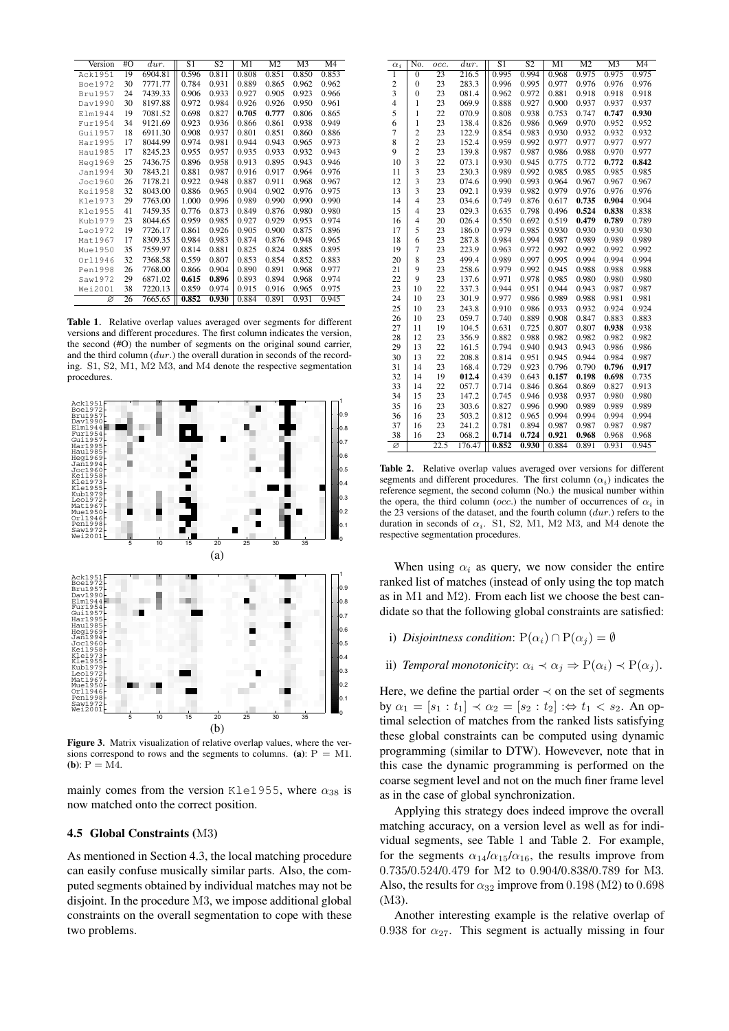| Version | #O | $dur.$ | S1 | S2 | M1 | M2 | M3 | M4 |
|---|---|---|---|---|---|---|---|---|
| Ack1951 | 19 | 6904.81 | 0.596 | 0.811 | 0.808 | 0.851 | 0.850 | 0.853 |
| Boe1972 | 30 | 7771.77 | 0.784 | 0.931 | 0.889 | 0.865 | 0.962 | 0.962 |
| Bru1957 | 24 | 7439.33 | 0.906 | 0.933 | 0.927 | 0.905 | 0.923 | 0.966 |
| Dav1990 | 30 | 8197.88 | 0.972 | 0.984 | 0.926 | 0.926 | 0.950 | 0.961 |
| Elm1944 | 19 | 7081.52 | 0.698 | 0.827 | **0.705** | **0.777** | 0.806 | 0.865 |
| Fur1954 | 34 | 9121.69 | 0.923 | 0.936 | 0.866 | 0.861 | 0.938 | 0.949 |
| Gui1957 | 18 | 6911.30 | 0.908 | 0.937 | 0.801 | 0.851 | 0.860 | 0.886 |
| Har1995 | 17 | 8044.99 | 0.974 | 0.981 | 0.944 | 0.943 | 0.965 | 0.973 |
| Hau1985 | 17 | 8245.23 | 0.955 | 0.957 | 0.935 | 0.933 | 0.932 | 0.943 |
| Heg1969 | 25 | 7436.75 | 0.896 | 0.958 | 0.913 | 0.895 | 0.943 | 0.946 |
| Jan1994 | 30 | 7843.21 | 0.881 | 0.987 | 0.916 | 0.917 | 0.964 | 0.976 |
| Joc1960 | 26 | 7178.21 | 0.922 | 0.948 | 0.887 | 0.911 | 0.968 | 0.967 |
| Kei1958 | 32 | 8043.00 | 0.886 | 0.965 | 0.904 | 0.902 | 0.976 | 0.975 |
| Kle1973 | 29 | 7763.00 | 1.000 | 0.996 | 0.989 | 0.990 | 0.990 | 0.990 |
| Kle1955 | 41 | 7459.35 | 0.776 | 0.873 | 0.849 | 0.876 | 0.980 | 0.980 |
| Kub1979 | 23 | 8044.65 | 0.959 | 0.985 | 0.927 | 0.929 | 0.953 | 0.974 |
| Leo1972 | 19 | 7726.17 | 0.861 | 0.926 | 0.905 | 0.900 | 0.875 | 0.896 |
| Mat1967 | 17 | 8309.35 | 0.984 | 0.983 | 0.874 | 0.876 | 0.948 | 0.965 |
| Mue1950 | 35 | 7559.97 | 0.814 | 0.881 | 0.825 | 0.824 | 0.885 | 0.895 |
| Orl1946 | 32 | 7368.58 | 0.559 | 0.807 | 0.853 | 0.854 | 0.852 | 0.883 |
| Pen1998 | 26 | 7768.00 | 0.866 | 0.904 | 0.890 | 0.891 | 0.968 | 0.977 |
| Saw1972 | 29 | 6871.02 | **0.615** | **0.896** | 0.893 | 0.894 | 0.968 | 0.974 |
| Wei2001 | 38 | 7220.13 | 0.859 | 0.974 | 0.915 | 0.916 | 0.965 | 0.975 |
| ∅ | 26 | 7665.65 | **0.852** | **0.930** | 0.884 | 0.891 | 0.931 | 0.945 |

**Table 1.** Relative overlap values averaged over segments for different versions and different procedures. The first column indicates the version, the second (#O) the number of segments on the original sound carrier, and the third column ($dur.$) the overall duration in seconds of the recording. S1, S2, M1, M2 M3, and M4 denote the respective segmentation procedures.

**Figure 3.** Matrix visualization of relative overlap values, where the versions correspond to rows and the segments to columns. **(a)**: P = M1. **(b)**: P = M4.

mainly comes from the version Kle1955, where $\alpha_{38}$ is now matched onto the correct position.

### 4.5 Global Constraints (M3)

As mentioned in Section 4.3, the local matching procedure can easily confuse musically similar parts. Also, the computed segments obtained by individual matches may not be disjoint. In the procedure M3, we impose additional global constraints on the overall segmentation to cope with these two problems.

| $\alpha_i$ | No. | $occ.$ | $dur.$ | S1 | S2 | M1 | M2 | M3 | M4 |
|---|---|---|---|---|---|---|---|---|---|
| 1 | 0 | 23 | 216.5 | 0.995 | 0.994 | 0.968 | 0.975 | 0.975 | 0.975 |
| 2 | 0 | 23 | 283.3 | 0.996 | 0.995 | 0.977 | 0.976 | 0.976 | 0.976 |
| 3 | 0 | 23 | 081.4 | 0.962 | 0.972 | 0.881 | 0.918 | 0.918 | 0.918 |
| 4 | 1 | 23 | 069.9 | 0.888 | 0.927 | 0.900 | 0.937 | 0.937 | 0.937 |
| 5 | 1 | 22 | 070.9 | 0.808 | 0.938 | 0.753 | 0.747 | **0.747** | **0.930** |
| 6 | 1 | 23 | 138.4 | 0.826 | 0.986 | 0.969 | 0.970 | 0.952 | 0.952 |
| 7 | 2 | 23 | 122.9 | 0.854 | 0.983 | 0.930 | 0.932 | 0.932 | 0.932 |
| 8 | 2 | 23 | 152.4 | 0.959 | 0.992 | 0.977 | 0.977 | 0.977 | 0.977 |
| 9 | 2 | 23 | 139.8 | 0.987 | 0.987 | 0.986 | 0.988 | 0.970 | 0.977 |
| 10 | 3 | 22 | 073.1 | 0.930 | 0.945 | 0.775 | 0.772 | **0.772** | **0.842** |
| 11 | 3 | 23 | 230.3 | 0.989 | 0.992 | 0.985 | 0.985 | 0.985 | 0.985 |
| 12 | 3 | 23 | 074.6 | 0.990 | 0.993 | 0.964 | 0.967 | 0.967 | 0.967 |
| 13 | 3 | 23 | 092.1 | 0.939 | 0.982 | 0.979 | 0.976 | 0.976 | 0.976 |
| 14 | 4 | 23 | 034.6 | 0.749 | 0.876 | 0.617 | **0.735** | **0.904** | 0.904 |
| 15 | 4 | 23 | 029.3 | 0.635 | 0.798 | 0.496 | **0.524** | **0.838** | 0.838 |
| 16 | 4 | 20 | 026.4 | 0.550 | 0.692 | 0.519 | **0.479** | **0.789** | 0.789 |
| 17 | 5 | 23 | 186.0 | 0.979 | 0.985 | 0.930 | 0.930 | 0.930 | 0.930 |
| 18 | 6 | 23 | 287.8 | 0.984 | 0.994 | 0.987 | 0.989 | 0.989 | 0.989 |
| 19 | 7 | 23 | 223.9 | 0.963 | 0.972 | 0.992 | 0.992 | 0.992 | 0.992 |
| 20 | 8 | 23 | 499.4 | 0.989 | 0.997 | 0.995 | 0.994 | 0.994 | 0.994 |
| 21 | 9 | 23 | 258.6 | 0.979 | 0.992 | 0.945 | 0.988 | 0.988 | 0.988 |
| 22 | 9 | 23 | 137.6 | 0.971 | 0.978 | 0.985 | 0.980 | 0.980 | 0.980 |
| 23 | 10 | 22 | 337.3 | 0.944 | 0.951 | 0.944 | 0.943 | 0.987 | 0.987 |
| 24 | 10 | 23 | 301.9 | 0.977 | 0.986 | 0.989 | 0.988 | 0.981 | 0.981 |
| 25 | 10 | 23 | 243.8 | 0.910 | 0.986 | 0.933 | 0.932 | 0.924 | 0.924 |
| 26 | 10 | 23 | 059.7 | 0.740 | 0.889 | 0.908 | 0.847 | 0.883 | 0.883 |
| 27 | 11 | 19 | 104.5 | 0.631 | 0.725 | 0.807 | 0.807 | **0.938** | 0.938 |
| 28 | 12 | 23 | 356.9 | 0.882 | 0.988 | 0.982 | 0.982 | 0.982 | 0.982 |
| 29 | 13 | 22 | 161.5 | 0.794 | 0.940 | 0.943 | 0.943 | 0.986 | 0.986 |
| 30 | 13 | 22 | 208.8 | 0.814 | 0.951 | 0.945 | 0.944 | 0.984 | 0.987 |
| 31 | 14 | 23 | 168.4 | 0.729 | 0.923 | 0.796 | 0.790 | **0.796** | **0.917** |
| 32 | 14 | 19 | **012.4** | 0.439 | 0.643 | **0.157** | **0.198** | **0.698** | 0.735 |
| 33 | 14 | 22 | 057.7 | 0.714 | 0.846 | 0.864 | 0.869 | 0.827 | 0.913 |
| 34 | 15 | 23 | 147.2 | 0.745 | 0.946 | 0.938 | 0.937 | 0.980 | 0.980 |
| 35 | 16 | 23 | 303.6 | 0.827 | 0.996 | 0.990 | 0.989 | 0.989 | 0.989 |
| 36 | 16 | 23 | 503.2 | 0.812 | 0.965 | 0.994 | 0.994 | 0.994 | 0.994 |
| 37 | 16 | 23 | 241.2 | 0.781 | 0.894 | 0.987 | 0.987 | 0.987 | 0.987 |
| 38 | 16 | 23 | 068.2 | **0.714** | **0.724** | **0.921** | **0.968** | 0.968 | 0.968 |
| ∅ | | 22.5 | 176.47 | **0.852** | **0.930** | 0.884 | 0.891 | 0.931 | 0.945 |

**Table 2.** Relative overlap values averaged over versions for different segments and different procedures. The first column ($\alpha_i$) indicates the reference segment, the second column (No.) the musical number within the opera, the third column ($occ.$) the number of occurrences of $\alpha_i$ in the 23 versions of the dataset, and the fourth column ($dur.$) refers to the duration in seconds of $\alpha_i$. S1, S2, M1, M2 M3, and M4 denote the respective segmentation procedures.

When using $\alpha_i$ as query, we now consider the entire ranked list of matches (instead of only using the top match as in M1 and M2). From each list we choose the best candidate so that the following global constraints are satisfied:

i) *Disjointness condition*: $\mathrm{P}(\alpha_i) \cap \mathrm{P}(\alpha_j) = \emptyset$

ii) *Temporal monotonicity*: $\alpha_i \prec \alpha_j \Rightarrow \mathrm{P}(\alpha_i) \prec \mathrm{P}(\alpha_j)$.

Here, we define the partial order $\prec$ on the set of segments by $\alpha_1 = [s_1 : t_1] \prec \alpha_2 = [s_2 : t_2] :\Leftrightarrow t_1 < s_2$. An optimal selection of matches from the ranked lists satisfying these global constraints can be computed using dynamic programming (similar to DTW). However, note that in this case the dynamic programming is performed on the coarse segment level and not on the much finer frame level as in the case of global synchronization.

Applying this strategy does indeed improve the overall matching accuracy, on a version level as well as for individual segments, see Table 1 and Table 2. For example, for the segments $\alpha_{14}/\alpha_{15}/\alpha_{16}$, the results improve from 0.735/0.524/0.479 for M2 to 0.904/0.838/0.789 for M3. Also, the results for $\alpha_{32}$ improve from 0.198 (M2) to 0.698 (M3).

Another interesting example is the relative overlap of 0.938 for $\alpha_{27}$. This segment is actually missing in four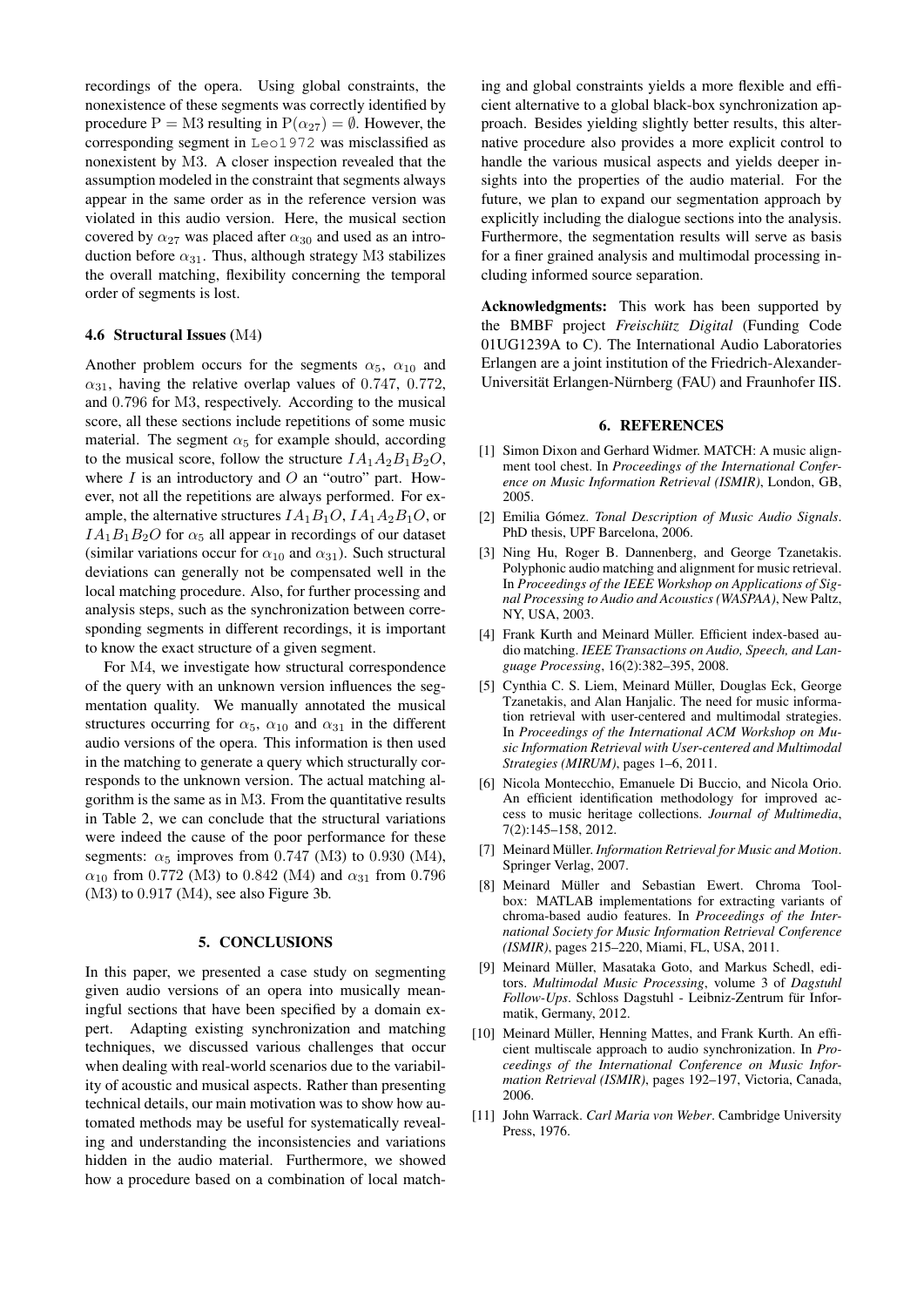recordings of the opera. Using global constraints, the nonexistence of these segments was correctly identified by procedure $\mathrm{P} = \mathrm{M3}$ resulting in $\mathrm{P}(\alpha_{27}) = \emptyset$. However, the corresponding segment in Leo1972 was misclassified as nonexistent by M3. A closer inspection revealed that the assumption modeled in the constraint that segments always appear in the same order as in the reference version was violated in this audio version. Here, the musical section covered by $\alpha_{27}$ was placed after $\alpha_{30}$ and used as an introduction before $\alpha_{31}$. Thus, although strategy M3 stabilizes the overall matching, flexibility concerning the temporal order of segments is lost.

### 4.6 Structural Issues (M4)

Another problem occurs for the segments $\alpha_5$, $\alpha_{10}$ and $\alpha_{31}$, having the relative overlap values of $0.747$, $0.772$, and $0.796$ for M3, respectively. According to the musical score, all these sections include repetitions of some music material. The segment $\alpha_5$ for example should, according to the musical score, follow the structure $IA_1A_2B_1B_2O$, where $I$ is an introductory and $O$ an "outro" part. However, not all the repetitions are always performed. For example, the alternative structures $IA_1B_1O$, $IA_1A_2B_1O$, or $IA_1B_1B_2O$ for $\alpha_5$ all appear in recordings of our dataset (similar variations occur for $\alpha_{10}$ and $\alpha_{31}$). Such structural deviations can generally not be compensated well in the local matching procedure. Also, for further processing and analysis steps, such as the synchronization between corresponding segments in different recordings, it is important to know the exact structure of a given segment.

For M4, we investigate how structural correspondence of the query with an unknown version influences the segmentation quality. We manually annotated the musical structures occurring for $\alpha_5$, $\alpha_{10}$ and $\alpha_{31}$ in the different audio versions of the opera. This information is then used in the matching to generate a query which structurally corresponds to the unknown version. The actual matching algorithm is the same as in M3. From the quantitative results in Table 2, we can conclude that the structural variations were indeed the cause of the poor performance for these segments: $\alpha_5$ improves from $0.747$ (M3) to $0.930$ (M4), $\alpha_{10}$ from $0.772$ (M3) to $0.842$ (M4) and $\alpha_{31}$ from $0.796$ (M3) to $0.917$ (M4), see also Figure 3b.

## 5. CONCLUSIONS

In this paper, we presented a case study on segmenting given audio versions of an opera into musically meaningful sections that have been specified by a domain expert. Adapting existing synchronization and matching techniques, we discussed various challenges that occur when dealing with real-world scenarios due to the variability of acoustic and musical aspects. Rather than presenting technical details, our main motivation was to show how automated methods may be useful for systematically revealing and understanding the inconsistencies and variations hidden in the audio material. Furthermore, we showed how a procedure based on a combination of local matching and global constraints yields a more flexible and efficient alternative to a global black-box synchronization approach. Besides yielding slightly better results, this alternative procedure also provides a more explicit control to handle the various musical aspects and yields deeper insights into the properties of the audio material. For the future, we plan to expand our segmentation approach by explicitly including the dialogue sections into the analysis. Furthermore, the segmentation results will serve as basis for a finer grained analysis and multimodal processing including informed source separation.

**Acknowledgments:** This work has been supported by the BMBF project *Freischütz Digital* (Funding Code 01UG1239A to C). The International Audio Laboratories Erlangen are a joint institution of the Friedrich-Alexander-Universität Erlangen-Nürnberg (FAU) and Fraunhofer IIS.

## 6. REFERENCES

[1] Simon Dixon and Gerhard Widmer. MATCH: A music alignment tool chest. In *Proceedings of the International Conference on Music Information Retrieval (ISMIR)*, London, GB, 2005.

[2] Emilia Gómez. *Tonal Description of Music Audio Signals*. PhD thesis, UPF Barcelona, 2006.

[3] Ning Hu, Roger B. Dannenberg, and George Tzanetakis. Polyphonic audio matching and alignment for music retrieval. In *Proceedings of the IEEE Workshop on Applications of Signal Processing to Audio and Acoustics (WASPAA)*, New Paltz, NY, USA, 2003.

[4] Frank Kurth and Meinard Müller. Efficient index-based audio matching. *IEEE Transactions on Audio, Speech, and Language Processing*, 16(2):382–395, 2008.

[5] Cynthia C. S. Liem, Meinard Müller, Douglas Eck, George Tzanetakis, and Alan Hanjalic. The need for music information retrieval with user-centered and multimodal strategies. In *Proceedings of the International ACM Workshop on Music Information Retrieval with User-centered and Multimodal Strategies (MIRUM)*, pages 1–6, 2011.

[6] Nicola Montecchio, Emanuele Di Buccio, and Nicola Orio. An efficient identification methodology for improved access to music heritage collections. *Journal of Multimedia*, 7(2):145–158, 2012.

[7] Meinard Müller. *Information Retrieval for Music and Motion*. Springer Verlag, 2007.

[8] Meinard Müller and Sebastian Ewert. Chroma Toolbox: MATLAB implementations for extracting variants of chroma-based audio features. In *Proceedings of the International Society for Music Information Retrieval Conference (ISMIR)*, pages 215–220, Miami, FL, USA, 2011.

[9] Meinard Müller, Masataka Goto, and Markus Schedl, editors. *Multimodal Music Processing*, volume 3 of *Dagstuhl Follow-Ups*. Schloss Dagstuhl - Leibniz-Zentrum für Informatik, Germany, 2012.

[10] Meinard Müller, Henning Mattes, and Frank Kurth. An efficient multiscale approach to audio synchronization. In *Proceedings of the International Conference on Music Information Retrieval (ISMIR)*, pages 192–197, Victoria, Canada, 2006.

[11] John Warrack. *Carl Maria von Weber*. Cambridge University Press, 1976.